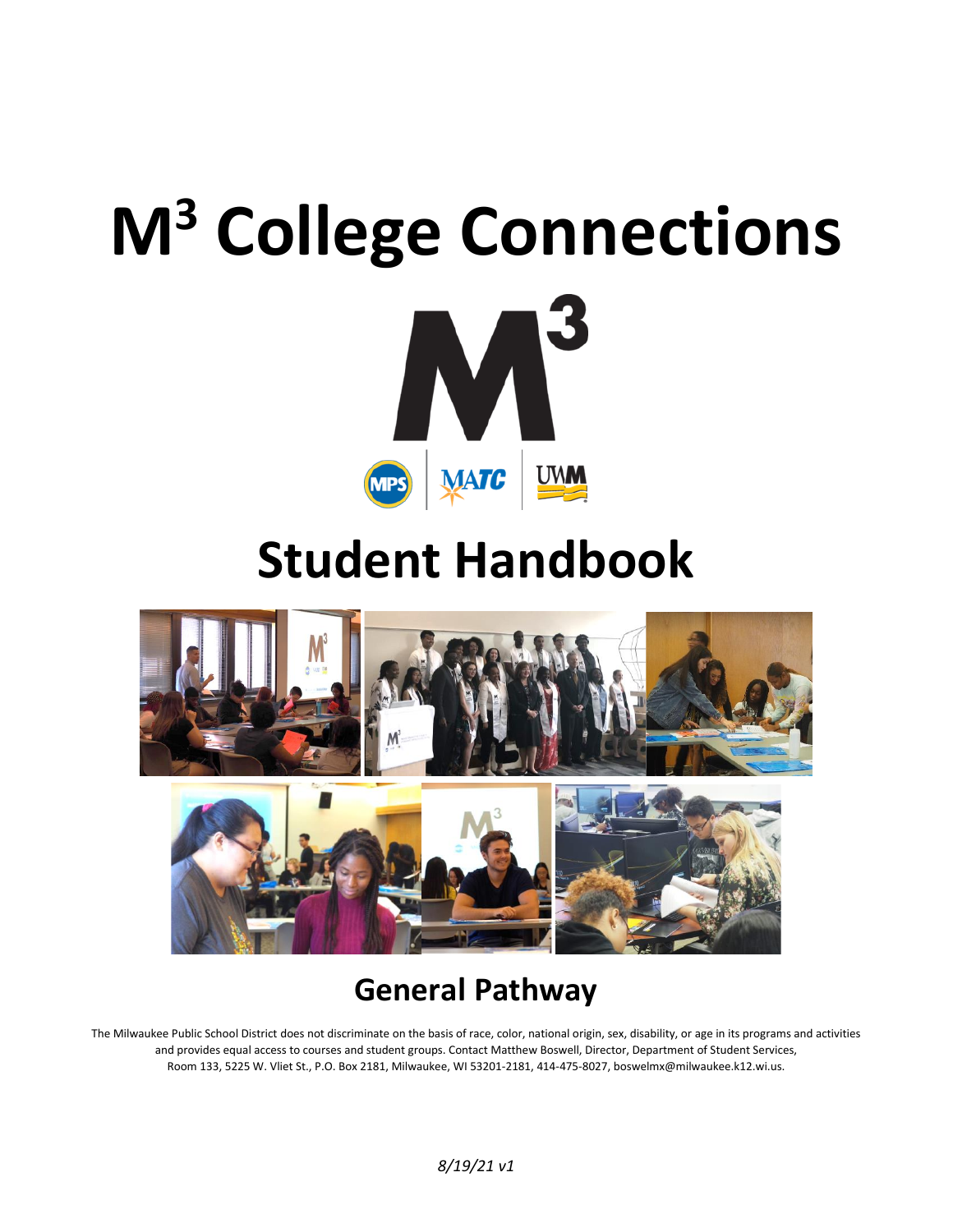# M$^3$ College Connections

# Student Handbook

## General Pathway

The Milwaukee Public School District does not discriminate on the basis of race, color, national origin, sex, disability, or age in its programs and activities and provides equal access to courses and student groups. Contact Matthew Boswell, Director, Department of Student Services, Room 133, 5225 W. Vliet St., P.O. Box 2181, Milwaukee, WI 53201-2181, 414-475-8027, boswelmx@milwaukee.k12.wi.us.

*8/19/21 v1*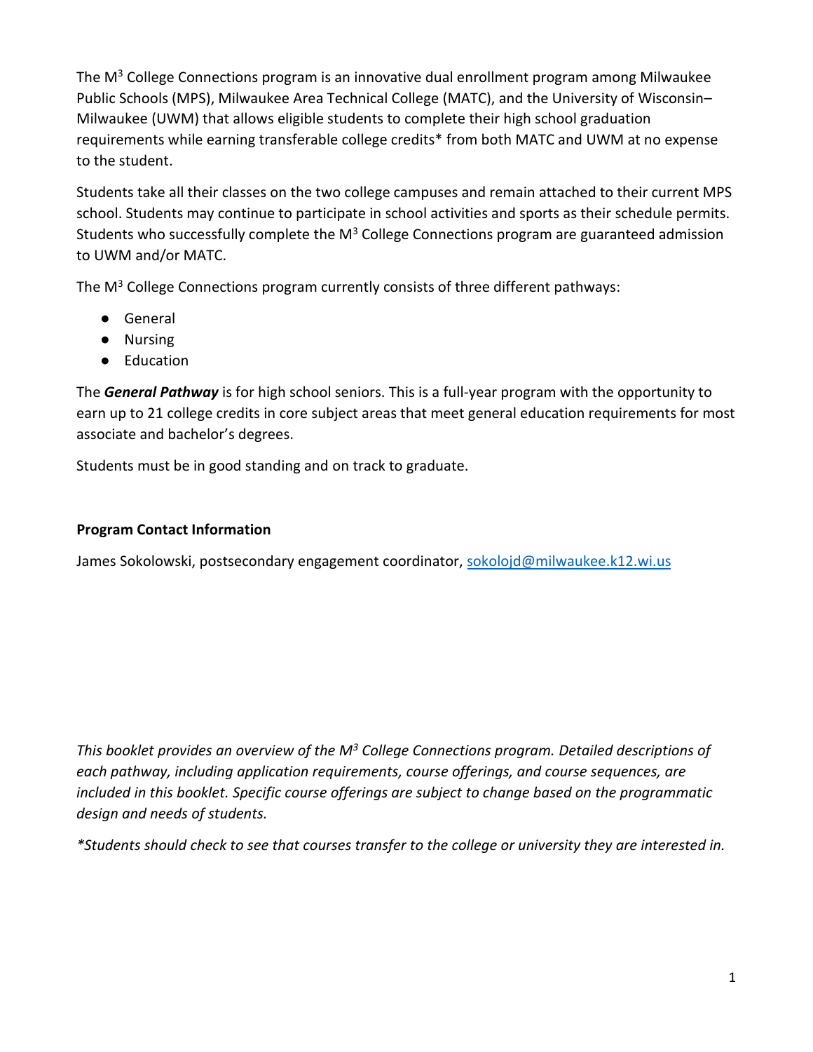The M$^3$ College Connections program is an innovative dual enrollment program among Milwaukee Public Schools (MPS), Milwaukee Area Technical College (MATC), and the University of Wisconsin–Milwaukee (UWM) that allows eligible students to complete their high school graduation requirements while earning transferable college credits* from both MATC and UWM at no expense to the student.

Students take all their classes on the two college campuses and remain attached to their current MPS school. Students may continue to participate in school activities and sports as their schedule permits. Students who successfully complete the M$^3$ College Connections program are guaranteed admission to UWM and/or MATC.

The M$^3$ College Connections program currently consists of three different pathways:

- General
- Nursing
- Education

The ***General Pathway*** is for high school seniors. This is a full-year program with the opportunity to earn up to 21 college credits in core subject areas that meet general education requirements for most associate and bachelor's degrees.

Students must be in good standing and on track to graduate.

**Program Contact Information**

James Sokolowski, postsecondary engagement coordinator, sokolojd@milwaukee.k12.wi.us

*This booklet provides an overview of the M$^3$ College Connections program. Detailed descriptions of each pathway, including application requirements, course offerings, and course sequences, are included in this booklet. Specific course offerings are subject to change based on the programmatic design and needs of students.*

*\*Students should check to see that courses transfer to the college or university they are interested in.*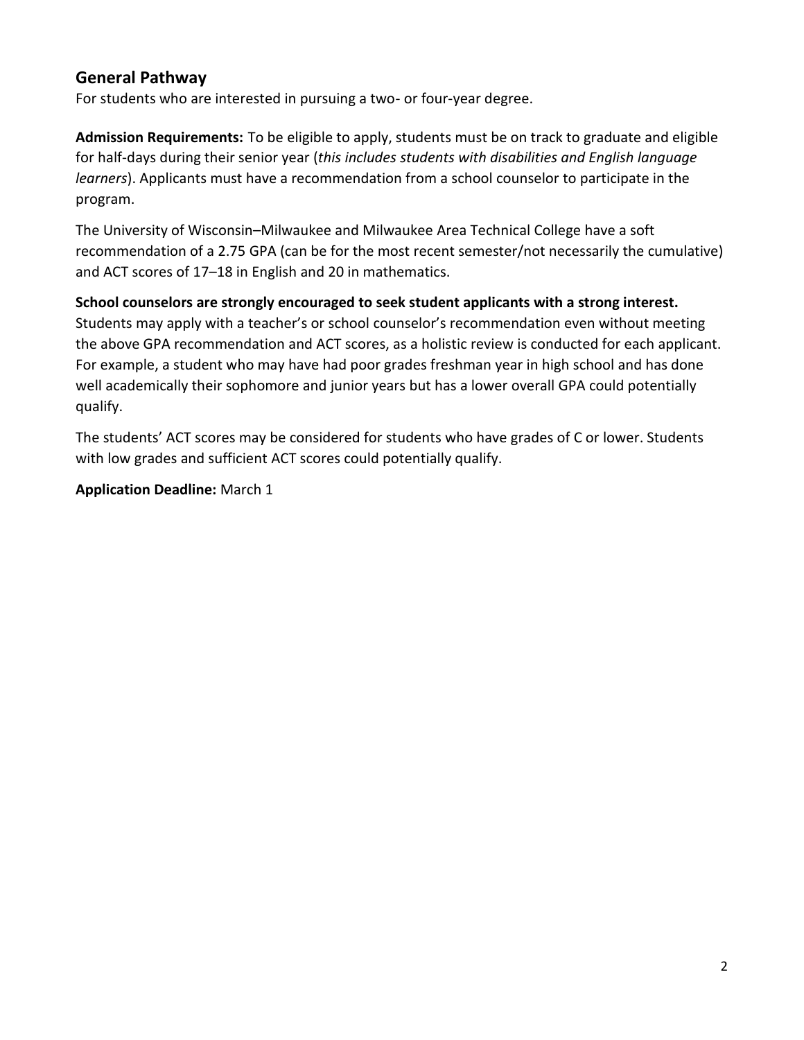## General Pathway

For students who are interested in pursuing a two- or four-year degree.

**Admission Requirements:** To be eligible to apply, students must be on track to graduate and eligible for half-days during their senior year (*this includes students with disabilities and English language learners*). Applicants must have a recommendation from a school counselor to participate in the program.

The University of Wisconsin–Milwaukee and Milwaukee Area Technical College have a soft recommendation of a 2.75 GPA (can be for the most recent semester/not necessarily the cumulative) and ACT scores of 17–18 in English and 20 in mathematics.

**School counselors are strongly encouraged to seek student applicants with a strong interest.** Students may apply with a teacher's or school counselor's recommendation even without meeting the above GPA recommendation and ACT scores, as a holistic review is conducted for each applicant. For example, a student who may have had poor grades freshman year in high school and has done well academically their sophomore and junior years but has a lower overall GPA could potentially qualify.

The students' ACT scores may be considered for students who have grades of C or lower. Students with low grades and sufficient ACT scores could potentially qualify.

**Application Deadline:** March 1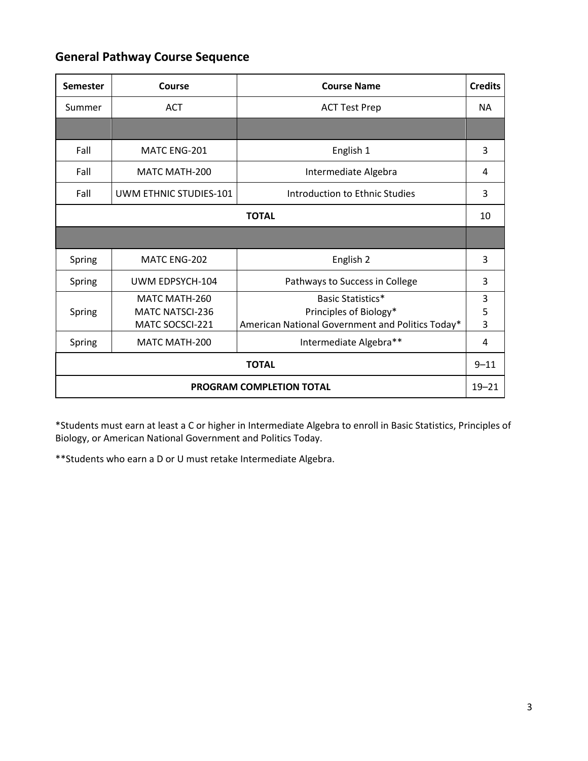## General Pathway Course Sequence

| Semester | Course | Course Name | Credits |
|---|---|---|---|
| Summer | ACT | ACT Test Prep | NA |
| | | | |
| Fall | MATC ENG-201 | English 1 | 3 |
| Fall | MATC MATH-200 | Intermediate Algebra | 4 |
| Fall | UWM ETHNIC STUDIES-101 | Introduction to Ethnic Studies | 3 |
| **TOTAL** | | | 10 |
| | | | |
| Spring | MATC ENG-202 | English 2 | 3 |
| Spring | UWM EDPSYCH-104 | Pathways to Success in College | 3 |
| Spring | MATC MATH-260<br>MATC NATSCI-236<br>MATC SOCSCI-221 | Basic Statistics*<br>Principles of Biology*<br>American National Government and Politics Today* | 3<br>5<br>3 |
| Spring | MATC MATH-200 | Intermediate Algebra** | 4 |
| **TOTAL** | | | 9–11 |
| **PROGRAM COMPLETION TOTAL** | | | 19–21 |

*Students must earn at least a C or higher in Intermediate Algebra to enroll in Basic Statistics, Principles of Biology, or American National Government and Politics Today.

**Students who earn a D or U must retake Intermediate Algebra.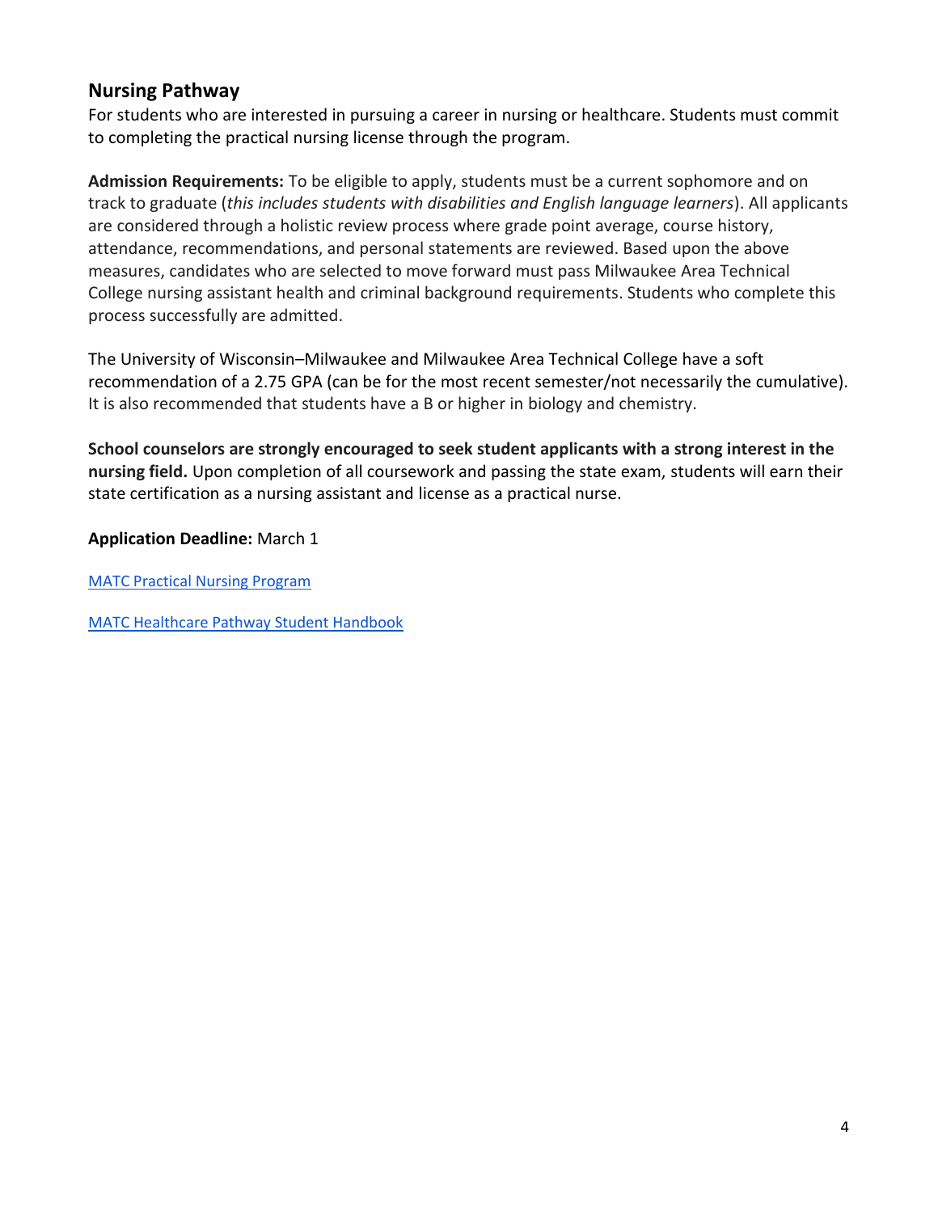## Nursing Pathway

For students who are interested in pursuing a career in nursing or healthcare. Students must commit to completing the practical nursing license through the program.

**Admission Requirements:** To be eligible to apply, students must be a current sophomore and on track to graduate (*this includes students with disabilities and English language learners*). All applicants are considered through a holistic review process where grade point average, course history, attendance, recommendations, and personal statements are reviewed. Based upon the above measures, candidates who are selected to move forward must pass Milwaukee Area Technical College nursing assistant health and criminal background requirements. Students who complete this process successfully are admitted.

The University of Wisconsin–Milwaukee and Milwaukee Area Technical College have a soft recommendation of a 2.75 GPA (can be for the most recent semester/not necessarily the cumulative). It is also recommended that students have a B or higher in biology and chemistry.

**School counselors are strongly encouraged to seek student applicants with a strong interest in the nursing field.** Upon completion of all coursework and passing the state exam, students will earn their state certification as a nursing assistant and license as a practical nurse.

**Application Deadline:** March 1

MATC Practical Nursing Program

MATC Healthcare Pathway Student Handbook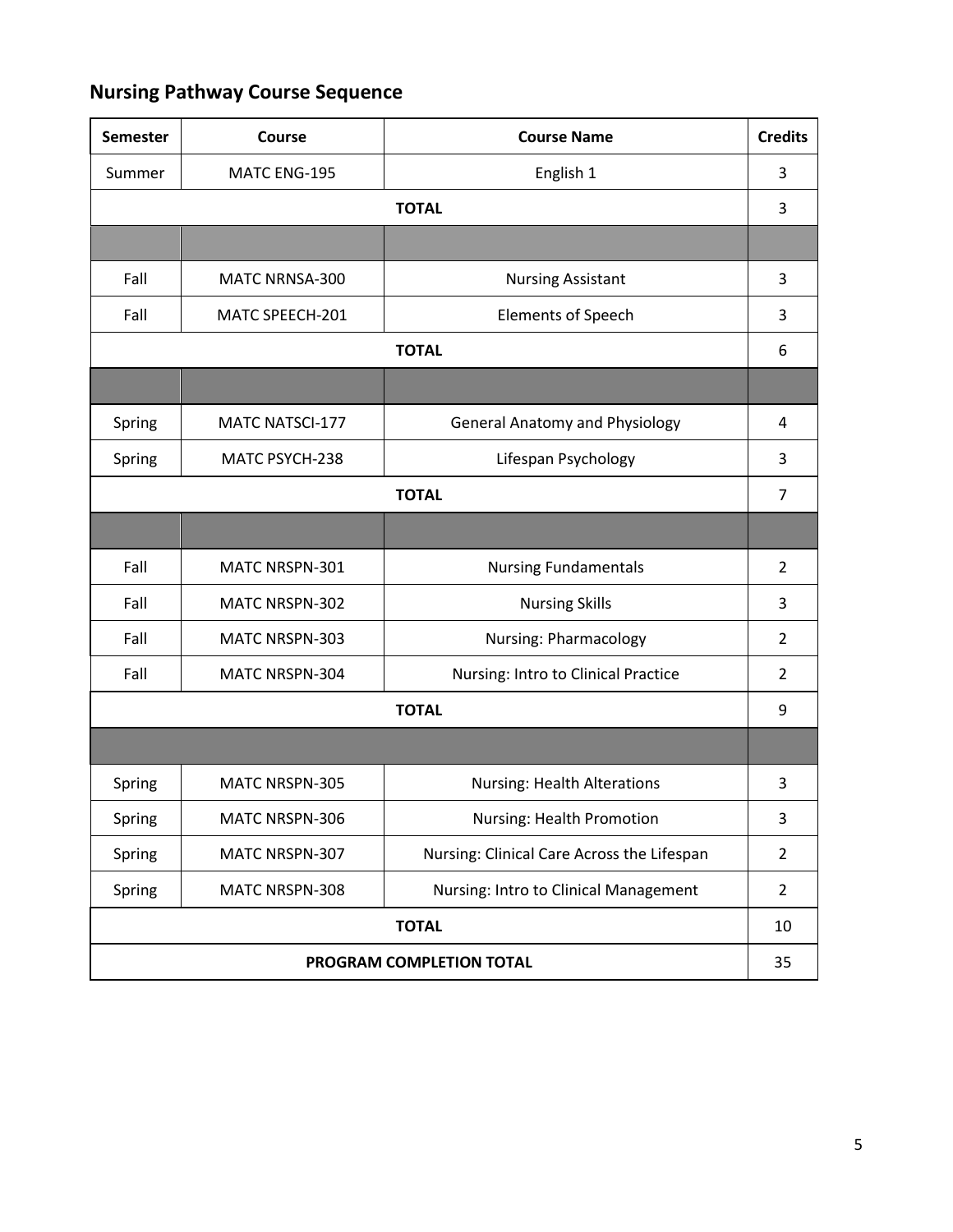## Nursing Pathway Course Sequence

| Semester | Course | Course Name | Credits |
|---|---|---|---|
| Summer | MATC ENG-195 | English 1 | 3 |
| | | **TOTAL** | 3 |
| | | | |
| Fall | MATC NRNSA-300 | Nursing Assistant | 3 |
| Fall | MATC SPEECH-201 | Elements of Speech | 3 |
| | | **TOTAL** | 6 |
| | | | |
| Spring | MATC NATSCI-177 | General Anatomy and Physiology | 4 |
| Spring | MATC PSYCH-238 | Lifespan Psychology | 3 |
| | | **TOTAL** | 7 |
| | | | |
| Fall | MATC NRSPN-301 | Nursing Fundamentals | 2 |
| Fall | MATC NRSPN-302 | Nursing Skills | 3 |
| Fall | MATC NRSPN-303 | Nursing: Pharmacology | 2 |
| Fall | MATC NRSPN-304 | Nursing: Intro to Clinical Practice | 2 |
| | | **TOTAL** | 9 |
| | | | |
| Spring | MATC NRSPN-305 | Nursing: Health Alterations | 3 |
| Spring | MATC NRSPN-306 | Nursing: Health Promotion | 3 |
| Spring | MATC NRSPN-307 | Nursing: Clinical Care Across the Lifespan | 2 |
| Spring | MATC NRSPN-308 | Nursing: Intro to Clinical Management | 2 |
| | | **TOTAL** | 10 |
| | | **PROGRAM COMPLETION TOTAL** | 35 |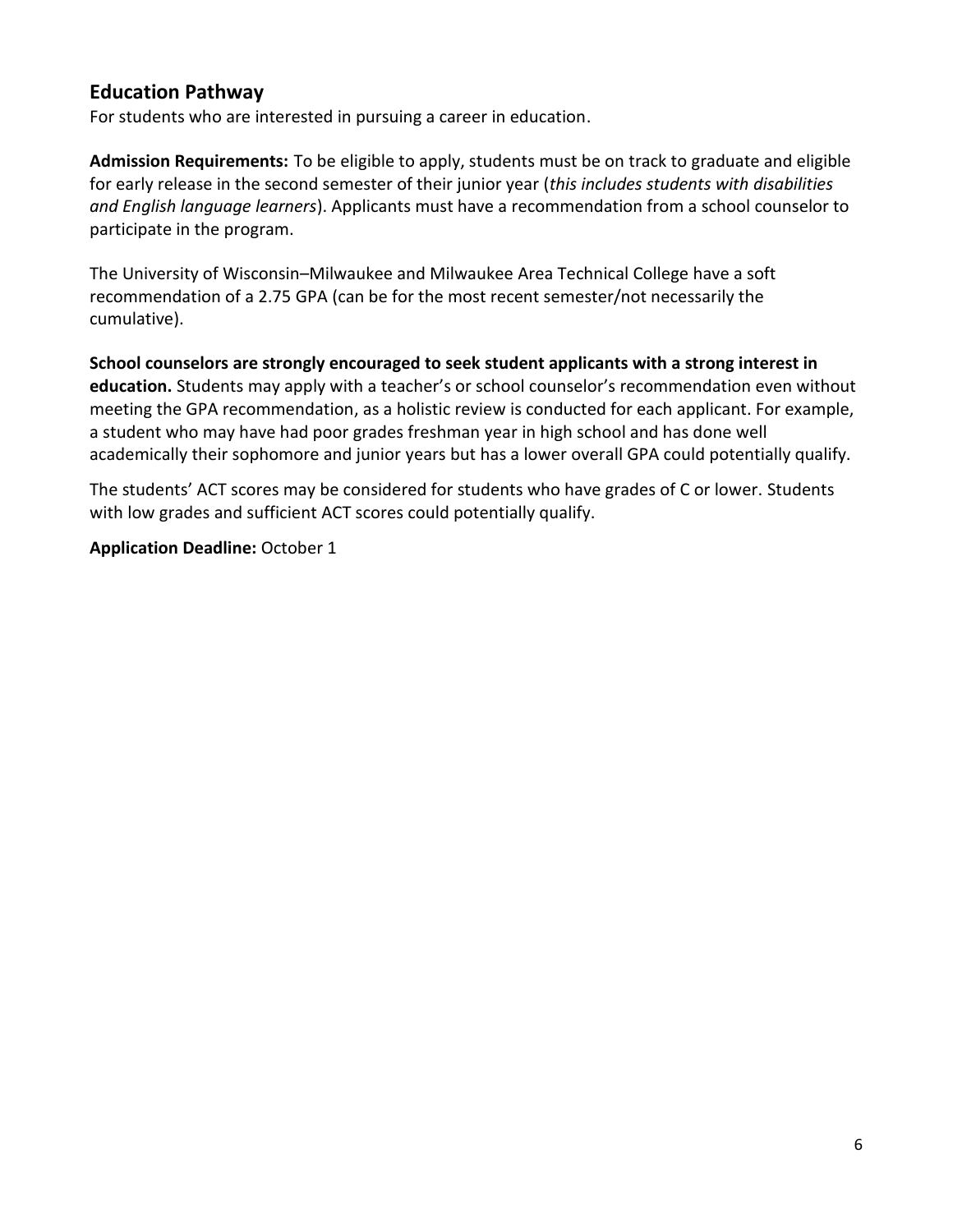## Education Pathway

For students who are interested in pursuing a career in education.

**Admission Requirements:** To be eligible to apply, students must be on track to graduate and eligible for early release in the second semester of their junior year (*this includes students with disabilities and English language learners*). Applicants must have a recommendation from a school counselor to participate in the program.

The University of Wisconsin–Milwaukee and Milwaukee Area Technical College have a soft recommendation of a 2.75 GPA (can be for the most recent semester/not necessarily the cumulative).

**School counselors are strongly encouraged to seek student applicants with a strong interest in education.** Students may apply with a teacher's or school counselor's recommendation even without meeting the GPA recommendation, as a holistic review is conducted for each applicant. For example, a student who may have had poor grades freshman year in high school and has done well academically their sophomore and junior years but has a lower overall GPA could potentially qualify.

The students' ACT scores may be considered for students who have grades of C or lower. Students with low grades and sufficient ACT scores could potentially qualify.

**Application Deadline:** October 1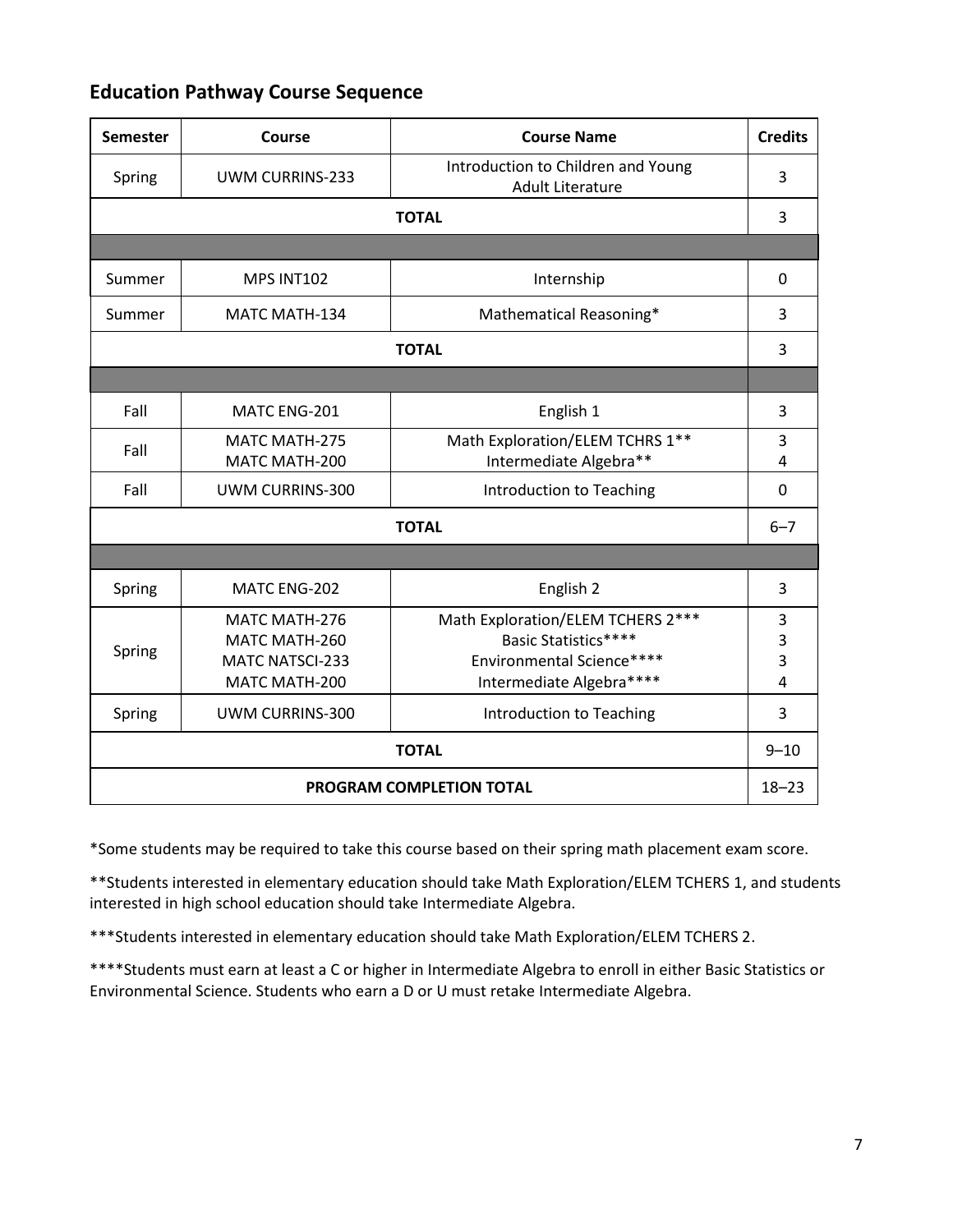## Education Pathway Course Sequence

| Semester | Course | Course Name | Credits |
|---|---|---|---|
| Spring | UWM CURRINS-233 | Introduction to Children and Young Adult Literature | 3 |
| **TOTAL** | | | 3 |
| | | | |
| Summer | MPS INT102 | Internship | 0 |
| Summer | MATC MATH-134 | Mathematical Reasoning* | 3 |
| **TOTAL** | | | 3 |
| | | | |
| Fall | MATC ENG-201 | English 1 | 3 |
| Fall | MATC MATH-275<br>MATC MATH-200 | Math Exploration/ELEM TCHRS 1**<br>Intermediate Algebra** | 3<br>4 |
| Fall | UWM CURRINS-300 | Introduction to Teaching | 0 |
| **TOTAL** | | | 6–7 |
| | | | |
| Spring | MATC ENG-202 | English 2 | 3 |
| Spring | MATC MATH-276<br>MATC MATH-260<br>MATC NATSCI-233<br>MATC MATH-200 | Math Exploration/ELEM TCHERS 2***<br>Basic Statistics****<br>Environmental Science****<br>Intermediate Algebra**** | 3<br>3<br>3<br>4 |
| Spring | UWM CURRINS-300 | Introduction to Teaching | 3 |
| **TOTAL** | | | 9–10 |
| **PROGRAM COMPLETION TOTAL** | | | 18–23 |

*Some students may be required to take this course based on their spring math placement exam score.

**Students interested in elementary education should take Math Exploration/ELEM TCHERS 1, and students interested in high school education should take Intermediate Algebra.

***Students interested in elementary education should take Math Exploration/ELEM TCHERS 2.

****Students must earn at least a C or higher in Intermediate Algebra to enroll in either Basic Statistics or Environmental Science. Students who earn a D or U must retake Intermediate Algebra.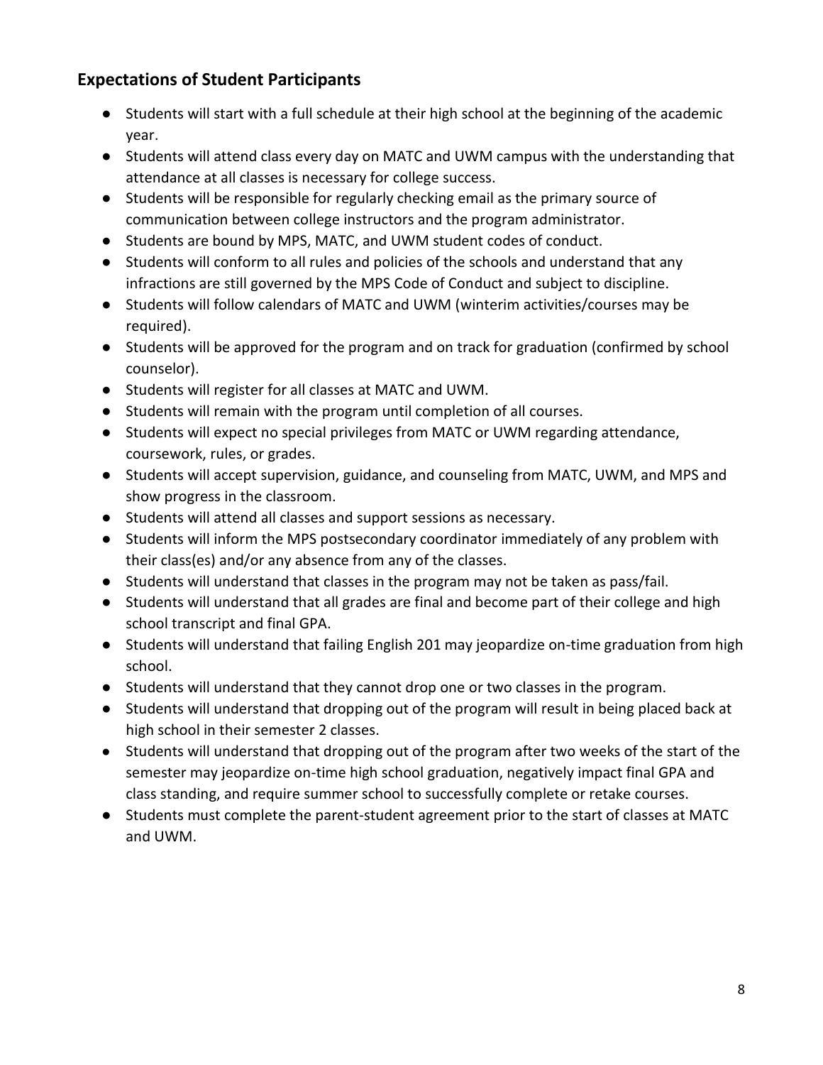## Expectations of Student Participants

- Students will start with a full schedule at their high school at the beginning of the academic year.
- Students will attend class every day on MATC and UWM campus with the understanding that attendance at all classes is necessary for college success.
- Students will be responsible for regularly checking email as the primary source of communication between college instructors and the program administrator.
- Students are bound by MPS, MATC, and UWM student codes of conduct.
- Students will conform to all rules and policies of the schools and understand that any infractions are still governed by the MPS Code of Conduct and subject to discipline.
- Students will follow calendars of MATC and UWM (winterim activities/courses may be required).
- Students will be approved for the program and on track for graduation (confirmed by school counselor).
- Students will register for all classes at MATC and UWM.
- Students will remain with the program until completion of all courses.
- Students will expect no special privileges from MATC or UWM regarding attendance, coursework, rules, or grades.
- Students will accept supervision, guidance, and counseling from MATC, UWM, and MPS and show progress in the classroom.
- Students will attend all classes and support sessions as necessary.
- Students will inform the MPS postsecondary coordinator immediately of any problem with their class(es) and/or any absence from any of the classes.
- Students will understand that classes in the program may not be taken as pass/fail.
- Students will understand that all grades are final and become part of their college and high school transcript and final GPA.
- Students will understand that failing English 201 may jeopardize on-time graduation from high school.
- Students will understand that they cannot drop one or two classes in the program.
- Students will understand that dropping out of the program will result in being placed back at high school in their semester 2 classes.
- Students will understand that dropping out of the program after two weeks of the start of the semester may jeopardize on-time high school graduation, negatively impact final GPA and class standing, and require summer school to successfully complete or retake courses.
- Students must complete the parent-student agreement prior to the start of classes at MATC and UWM.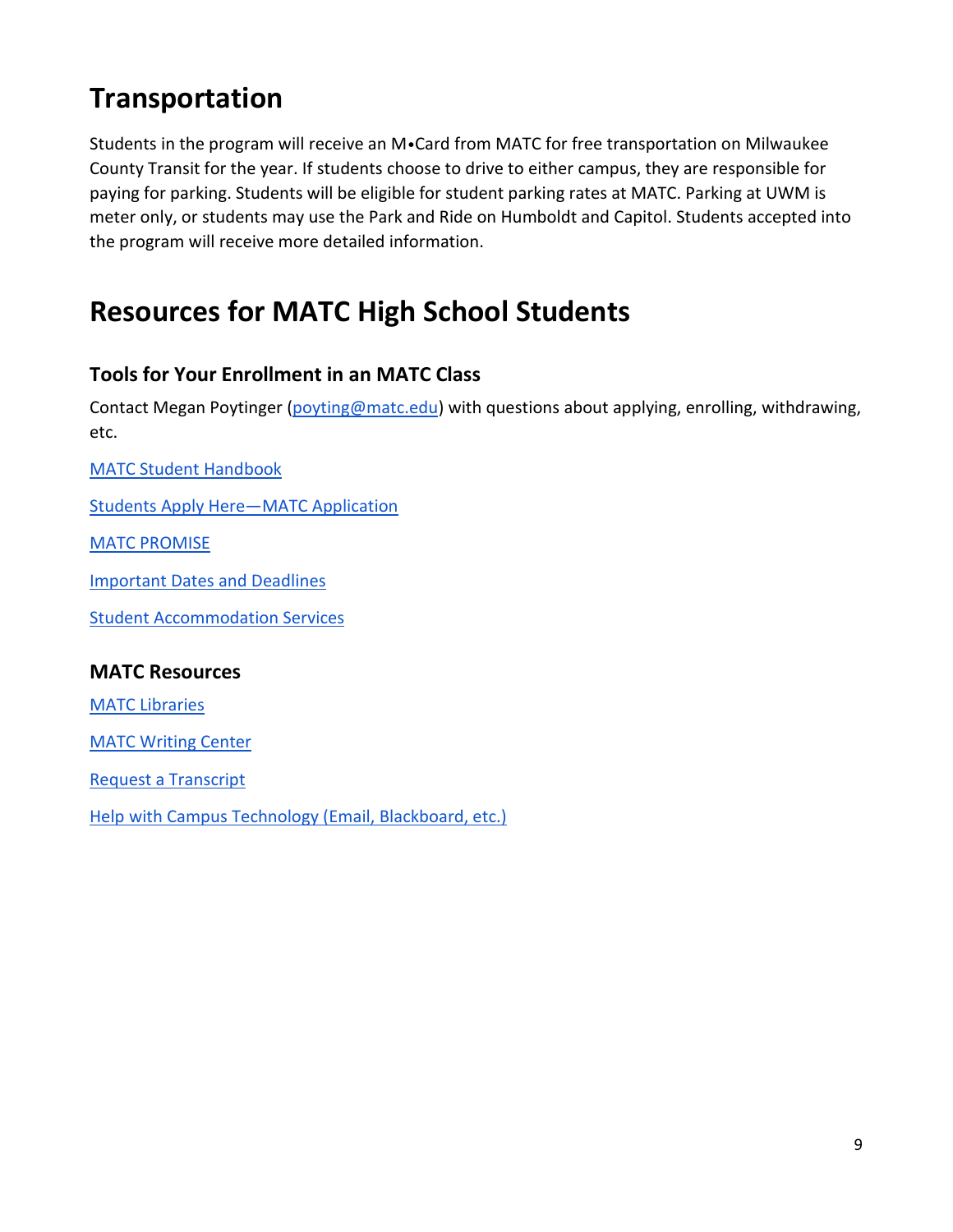# Transportation

Students in the program will receive an M•Card from MATC for free transportation on Milwaukee County Transit for the year. If students choose to drive to either campus, they are responsible for paying for parking. Students will be eligible for student parking rates at MATC. Parking at UWM is meter only, or students may use the Park and Ride on Humboldt and Capitol. Students accepted into the program will receive more detailed information.

# Resources for MATC High School Students

## Tools for Your Enrollment in an MATC Class

Contact Megan Poytinger (poyting@matc.edu) with questions about applying, enrolling, withdrawing, etc.

MATC Student Handbook

Students Apply Here—MATC Application

MATC PROMISE

Important Dates and Deadlines

Student Accommodation Services

## MATC Resources

MATC Libraries

MATC Writing Center

Request a Transcript

Help with Campus Technology (Email, Blackboard, etc.)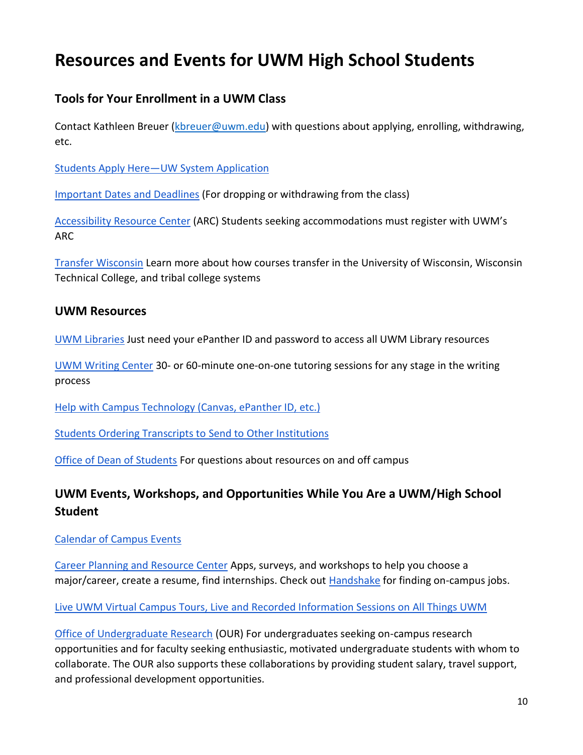# Resources and Events for UWM High School Students

## Tools for Your Enrollment in a UWM Class

Contact Kathleen Breuer (kbreuer@uwm.edu) with questions about applying, enrolling, withdrawing, etc.

Students Apply Here—UW System Application

Important Dates and Deadlines (For dropping or withdrawing from the class)

Accessibility Resource Center (ARC) Students seeking accommodations must register with UWM's ARC

Transfer Wisconsin Learn more about how courses transfer in the University of Wisconsin, Wisconsin Technical College, and tribal college systems

## UWM Resources

UWM Libraries Just need your ePanther ID and password to access all UWM Library resources

UWM Writing Center 30- or 60-minute one-on-one tutoring sessions for any stage in the writing process

Help with Campus Technology (Canvas, ePanther ID, etc.)

Students Ordering Transcripts to Send to Other Institutions

Office of Dean of Students For questions about resources on and off campus

## UWM Events, Workshops, and Opportunities While You Are a UWM/High School Student

Calendar of Campus Events

Career Planning and Resource Center Apps, surveys, and workshops to help you choose a major/career, create a resume, find internships. Check out Handshake for finding on-campus jobs.

Live UWM Virtual Campus Tours, Live and Recorded Information Sessions on All Things UWM

Office of Undergraduate Research (OUR) For undergraduates seeking on-campus research opportunities and for faculty seeking enthusiastic, motivated undergraduate students with whom to collaborate. The OUR also supports these collaborations by providing student salary, travel support, and professional development opportunities.